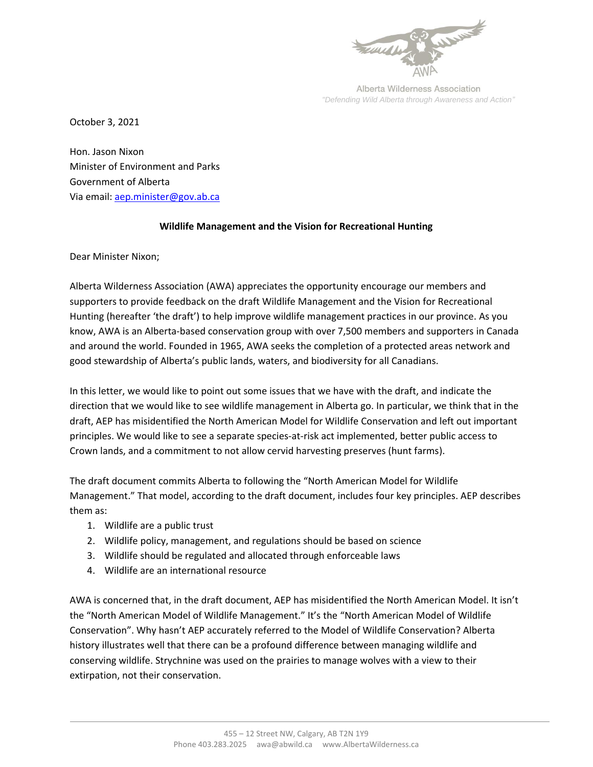Alberta Wilderness Association
*"Defending Wild Alberta through Awareness and Action"*

October 3, 2021

Hon. Jason Nixon
Minister of Environment and Parks
Government of Alberta
Via email: [aep.minister@gov.ab.ca](mailto:aep.minister@gov.ab.ca)

**Wildlife Management and the Vision for Recreational Hunting**

Dear Minister Nixon;

Alberta Wilderness Association (AWA) appreciates the opportunity encourage our members and supporters to provide feedback on the draft Wildlife Management and the Vision for Recreational Hunting (hereafter 'the draft') to help improve wildlife management practices in our province. As you know, AWA is an Alberta-based conservation group with over 7,500 members and supporters in Canada and around the world. Founded in 1965, AWA seeks the completion of a protected areas network and good stewardship of Alberta's public lands, waters, and biodiversity for all Canadians.

In this letter, we would like to point out some issues that we have with the draft, and indicate the direction that we would like to see wildlife management in Alberta go. In particular, we think that in the draft, AEP has misidentified the North American Model for Wildlife Conservation and left out important principles. We would like to see a separate species-at-risk act implemented, better public access to Crown lands, and a commitment to not allow cervid harvesting preserves (hunt farms).

The draft document commits Alberta to following the "North American Model for Wildlife Management." That model, according to the draft document, includes four key principles. AEP describes them as:

1. Wildlife are a public trust
2. Wildlife policy, management, and regulations should be based on science
3. Wildlife should be regulated and allocated through enforceable laws
4. Wildlife are an international resource

AWA is concerned that, in the draft document, AEP has misidentified the North American Model. It isn't the "North American Model of Wildlife Management." It's the "North American Model of Wildlife Conservation". Why hasn't AEP accurately referred to the Model of Wildlife Conservation? Alberta history illustrates well that there can be a profound difference between managing wildlife and conserving wildlife. Strychnine was used on the prairies to manage wolves with a view to their extirpation, not their conservation.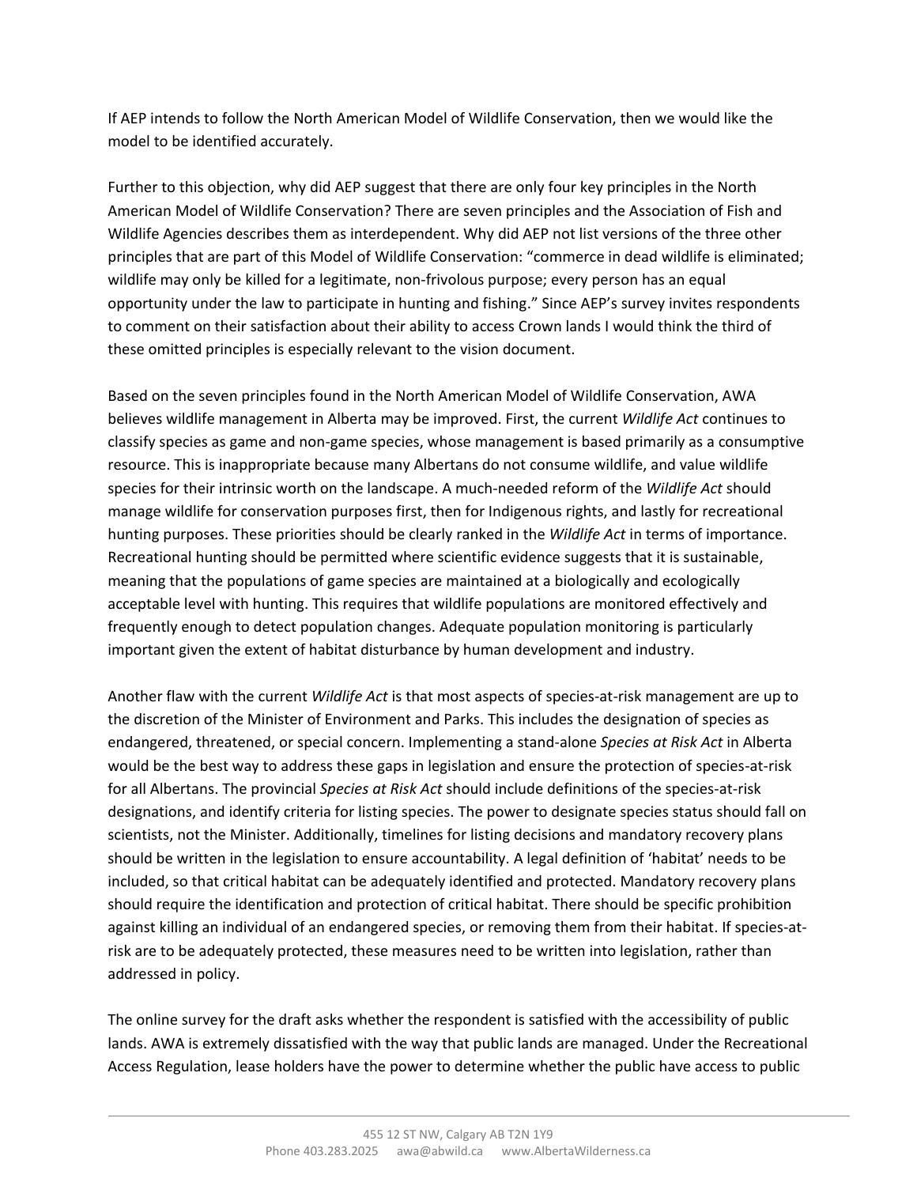If AEP intends to follow the North American Model of Wildlife Conservation, then we would like the model to be identified accurately.

Further to this objection, why did AEP suggest that there are only four key principles in the North American Model of Wildlife Conservation? There are seven principles and the Association of Fish and Wildlife Agencies describes them as interdependent. Why did AEP not list versions of the three other principles that are part of this Model of Wildlife Conservation: "commerce in dead wildlife is eliminated; wildlife may only be killed for a legitimate, non-frivolous purpose; every person has an equal opportunity under the law to participate in hunting and fishing." Since AEP's survey invites respondents to comment on their satisfaction about their ability to access Crown lands I would think the third of these omitted principles is especially relevant to the vision document.

Based on the seven principles found in the North American Model of Wildlife Conservation, AWA believes wildlife management in Alberta may be improved. First, the current *Wildlife Act* continues to classify species as game and non-game species, whose management is based primarily as a consumptive resource. This is inappropriate because many Albertans do not consume wildlife, and value wildlife species for their intrinsic worth on the landscape. A much-needed reform of the *Wildlife Act* should manage wildlife for conservation purposes first, then for Indigenous rights, and lastly for recreational hunting purposes. These priorities should be clearly ranked in the *Wildlife Act* in terms of importance. Recreational hunting should be permitted where scientific evidence suggests that it is sustainable, meaning that the populations of game species are maintained at a biologically and ecologically acceptable level with hunting. This requires that wildlife populations are monitored effectively and frequently enough to detect population changes. Adequate population monitoring is particularly important given the extent of habitat disturbance by human development and industry.

Another flaw with the current *Wildlife Act* is that most aspects of species-at-risk management are up to the discretion of the Minister of Environment and Parks. This includes the designation of species as endangered, threatened, or special concern. Implementing a stand-alone *Species at Risk Act* in Alberta would be the best way to address these gaps in legislation and ensure the protection of species-at-risk for all Albertans. The provincial *Species at Risk Act* should include definitions of the species-at-risk designations, and identify criteria for listing species. The power to designate species status should fall on scientists, not the Minister. Additionally, timelines for listing decisions and mandatory recovery plans should be written in the legislation to ensure accountability. A legal definition of 'habitat' needs to be included, so that critical habitat can be adequately identified and protected. Mandatory recovery plans should require the identification and protection of critical habitat. There should be specific prohibition against killing an individual of an endangered species, or removing them from their habitat. If species-at-risk are to be adequately protected, these measures need to be written into legislation, rather than addressed in policy.

The online survey for the draft asks whether the respondent is satisfied with the accessibility of public lands. AWA is extremely dissatisfied with the way that public lands are managed. Under the Recreational Access Regulation, lease holders have the power to determine whether the public have access to public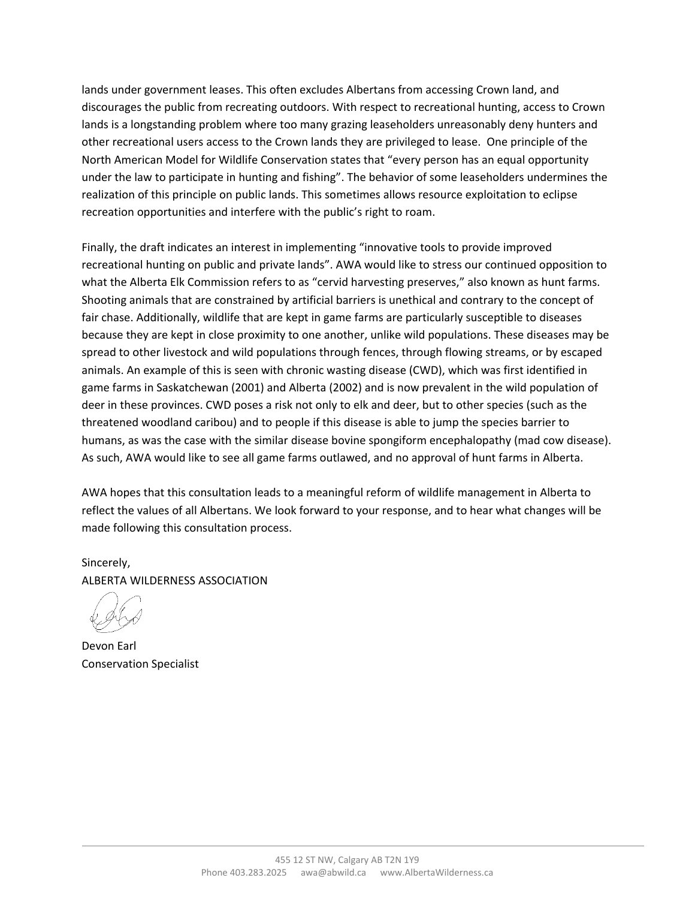lands under government leases. This often excludes Albertans from accessing Crown land, and discourages the public from recreating outdoors. With respect to recreational hunting, access to Crown lands is a longstanding problem where too many grazing leaseholders unreasonably deny hunters and other recreational users access to the Crown lands they are privileged to lease. One principle of the North American Model for Wildlife Conservation states that "every person has an equal opportunity under the law to participate in hunting and fishing". The behavior of some leaseholders undermines the realization of this principle on public lands. This sometimes allows resource exploitation to eclipse recreation opportunities and interfere with the public's right to roam.

Finally, the draft indicates an interest in implementing "innovative tools to provide improved recreational hunting on public and private lands". AWA would like to stress our continued opposition to what the Alberta Elk Commission refers to as "cervid harvesting preserves," also known as hunt farms. Shooting animals that are constrained by artificial barriers is unethical and contrary to the concept of fair chase. Additionally, wildlife that are kept in game farms are particularly susceptible to diseases because they are kept in close proximity to one another, unlike wild populations. These diseases may be spread to other livestock and wild populations through fences, through flowing streams, or by escaped animals. An example of this is seen with chronic wasting disease (CWD), which was first identified in game farms in Saskatchewan (2001) and Alberta (2002) and is now prevalent in the wild population of deer in these provinces. CWD poses a risk not only to elk and deer, but to other species (such as the threatened woodland caribou) and to people if this disease is able to jump the species barrier to humans, as was the case with the similar disease bovine spongiform encephalopathy (mad cow disease). As such, AWA would like to see all game farms outlawed, and no approval of hunt farms in Alberta.

AWA hopes that this consultation leads to a meaningful reform of wildlife management in Alberta to reflect the values of all Albertans. We look forward to your response, and to hear what changes will be made following this consultation process.

Sincerely,
ALBERTA WILDERNESS ASSOCIATION

Devon Earl
Conservation Specialist

455 12 ST NW, Calgary AB T2N 1Y9
Phone 403.283.2025 awa@abwild.ca www.AlbertaWilderness.ca